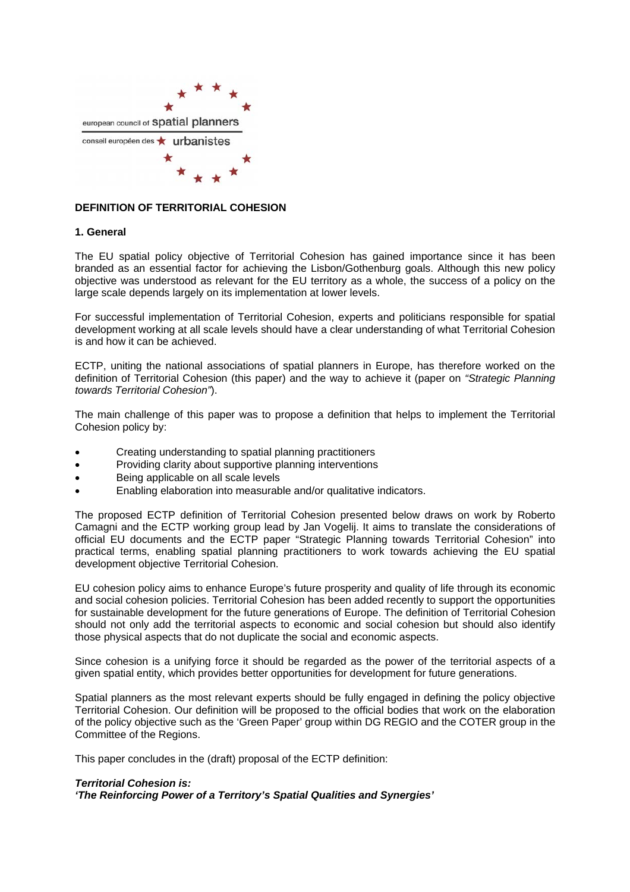european council of spatial planners

conseil européen des urbanistes

**DEFINITION OF TERRITORIAL COHESION**

**1. General**

The EU spatial policy objective of Territorial Cohesion has gained importance since it has been branded as an essential factor for achieving the Lisbon/Gothenburg goals. Although this new policy objective was understood as relevant for the EU territory as a whole, the success of a policy on the large scale depends largely on its implementation at lower levels.

For successful implementation of Territorial Cohesion, experts and politicians responsible for spatial development working at all scale levels should have a clear understanding of what Territorial Cohesion is and how it can be achieved.

ECTP, uniting the national associations of spatial planners in Europe, has therefore worked on the definition of Territorial Cohesion (this paper) and the way to achieve it (paper on *"Strategic Planning towards Territorial Cohesion"*).

The main challenge of this paper was to propose a definition that helps to implement the Territorial Cohesion policy by:

- Creating understanding to spatial planning practitioners
- Providing clarity about supportive planning interventions
- Being applicable on all scale levels
- Enabling elaboration into measurable and/or qualitative indicators.

The proposed ECTP definition of Territorial Cohesion presented below draws on work by Roberto Camagni and the ECTP working group lead by Jan Vogelij. It aims to translate the considerations of official EU documents and the ECTP paper "Strategic Planning towards Territorial Cohesion" into practical terms, enabling spatial planning practitioners to work towards achieving the EU spatial development objective Territorial Cohesion.

EU cohesion policy aims to enhance Europe's future prosperity and quality of life through its economic and social cohesion policies. Territorial Cohesion has been added recently to support the opportunities for sustainable development for the future generations of Europe. The definition of Territorial Cohesion should not only add the territorial aspects to economic and social cohesion but should also identify those physical aspects that do not duplicate the social and economic aspects.

Since cohesion is a unifying force it should be regarded as the power of the territorial aspects of a given spatial entity, which provides better opportunities for development for future generations.

Spatial planners as the most relevant experts should be fully engaged in defining the policy objective Territorial Cohesion. Our definition will be proposed to the official bodies that work on the elaboration of the policy objective such as the 'Green Paper' group within DG REGIO and the COTER group in the Committee of the Regions.

This paper concludes in the (draft) proposal of the ECTP definition:

***Territorial Cohesion is:***
***'The Reinforcing Power of a Territory's Spatial Qualities and Synergies'***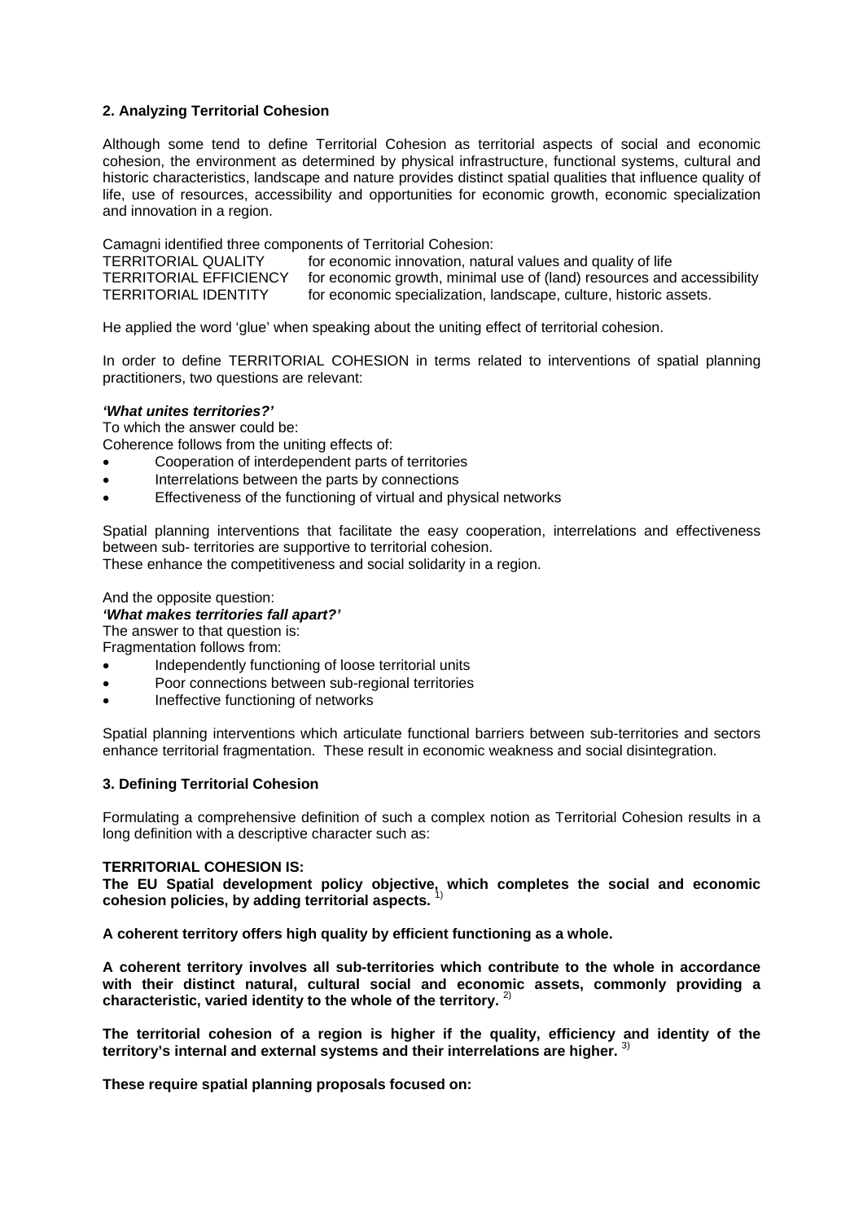### 2. Analyzing Territorial Cohesion

Although some tend to define Territorial Cohesion as territorial aspects of social and economic cohesion, the environment as determined by physical infrastructure, functional systems, cultural and historic characteristics, landscape and nature provides distinct spatial qualities that influence quality of life, use of resources, accessibility and opportunities for economic growth, economic specialization and innovation in a region.

Camagni identified three components of Territorial Cohesion:

| | |
|---|---|
| TERRITORIAL QUALITY | for economic innovation, natural values and quality of life |
| TERRITORIAL EFFICIENCY | for economic growth, minimal use of (land) resources and accessibility |
| TERRITORIAL IDENTITY | for economic specialization, landscape, culture, historic assets. |

He applied the word 'glue' when speaking about the uniting effect of territorial cohesion.

In order to define TERRITORIAL COHESION in terms related to interventions of spatial planning practitioners, two questions are relevant:

***'What unites territories?'***

To which the answer could be:

Coherence follows from the uniting effects of:

- Cooperation of interdependent parts of territories
- Interrelations between the parts by connections
- Effectiveness of the functioning of virtual and physical networks

Spatial planning interventions that facilitate the easy cooperation, interrelations and effectiveness between sub- territories are supportive to territorial cohesion.
These enhance the competitiveness and social solidarity in a region.

And the opposite question:

***'What makes territories fall apart?'***

The answer to that question is:

Fragmentation follows from:

- Independently functioning of loose territorial units
- Poor connections between sub-regional territories
- Ineffective functioning of networks

Spatial planning interventions which articulate functional barriers between sub-territories and sectors enhance territorial fragmentation. These result in economic weakness and social disintegration.

### 3. Defining Territorial Cohesion

Formulating a comprehensive definition of such a complex notion as Territorial Cohesion results in a long definition with a descriptive character such as:

**TERRITORIAL COHESION IS:**

**The EU Spatial development policy objective, which completes the social and economic cohesion policies, by adding territorial aspects.** [1)]

**A coherent territory offers high quality by efficient functioning as a whole.**

**A coherent territory involves all sub-territories which contribute to the whole in accordance with their distinct natural, cultural social and economic assets, commonly providing a characteristic, varied identity to the whole of the territory.** [2)]

**The territorial cohesion of a region is higher if the quality, efficiency and identity of the territory's internal and external systems and their interrelations are higher.** [3)]

**These require spatial planning proposals focused on:**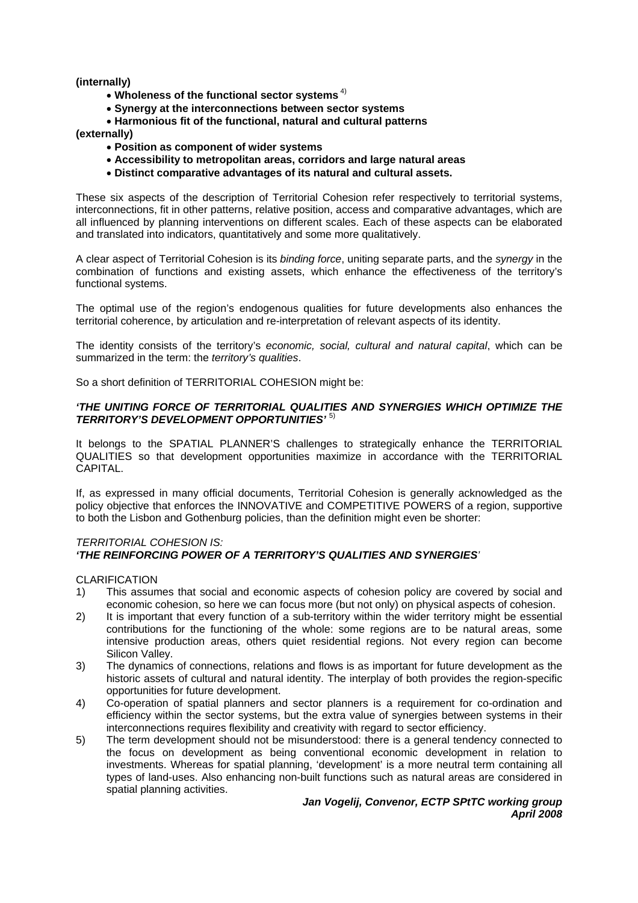**(internally)**

- **Wholeness of the functional sector systems** [4)]
- **Synergy at the interconnections between sector systems**
- **Harmonious fit of the functional, natural and cultural patterns**

**(externally)**

- **Position as component of wider systems**
- **Accessibility to metropolitan areas, corridors and large natural areas**
- **Distinct comparative advantages of its natural and cultural assets.**

These six aspects of the description of Territorial Cohesion refer respectively to territorial systems, interconnections, fit in other patterns, relative position, access and comparative advantages, which are all influenced by planning interventions on different scales. Each of these aspects can be elaborated and translated into indicators, quantitatively and some more qualitatively.

A clear aspect of Territorial Cohesion is its *binding force*, uniting separate parts, and the *synergy* in the combination of functions and existing assets, which enhance the effectiveness of the territory's functional systems.

The optimal use of the region's endogenous qualities for future developments also enhances the territorial coherence, by articulation and re-interpretation of relevant aspects of its identity.

The identity consists of the territory's *economic, social, cultural and natural capital*, which can be summarized in the term: the *territory's qualities*.

So a short definition of TERRITORIAL COHESION might be:

***'THE UNITING FORCE OF TERRITORIAL QUALITIES AND SYNERGIES WHICH OPTIMIZE THE TERRITORY'S DEVELOPMENT OPPORTUNITIES'*** [5)]

It belongs to the SPATIAL PLANNER'S challenges to strategically enhance the TERRITORIAL QUALITIES so that development opportunities maximize in accordance with the TERRITORIAL CAPITAL.

If, as expressed in many official documents, Territorial Cohesion is generally acknowledged as the policy objective that enforces the INNOVATIVE and COMPETITIVE POWERS of a region, supportive to both the Lisbon and Gothenburg policies, than the definition might even be shorter:

*TERRITORIAL COHESION IS:*
***'THE REINFORCING POWER OF A TERRITORY'S QUALITIES AND SYNERGIES'***

CLARIFICATION

1) This assumes that social and economic aspects of cohesion policy are covered by social and economic cohesion, so here we can focus more (but not only) on physical aspects of cohesion.
2) It is important that every function of a sub-territory within the wider territory might be essential contributions for the functioning of the whole: some regions are to be natural areas, some intensive production areas, others quiet residential regions. Not every region can become Silicon Valley.
3) The dynamics of connections, relations and flows is as important for future development as the historic assets of cultural and natural identity. The interplay of both provides the region-specific opportunities for future development.
4) Co-operation of spatial planners and sector planners is a requirement for co-ordination and efficiency within the sector systems, but the extra value of synergies between systems in their interconnections requires flexibility and creativity with regard to sector efficiency.
5) The term development should not be misunderstood: there is a general tendency connected to the focus on development as being conventional economic development in relation to investments. Whereas for spatial planning, 'development' is a more neutral term containing all types of land-uses. Also enhancing non-built functions such as natural areas are considered in spatial planning activities.

***Jan Vogelij, Convenor, ECTP SPtTC working group***
***April 2008***